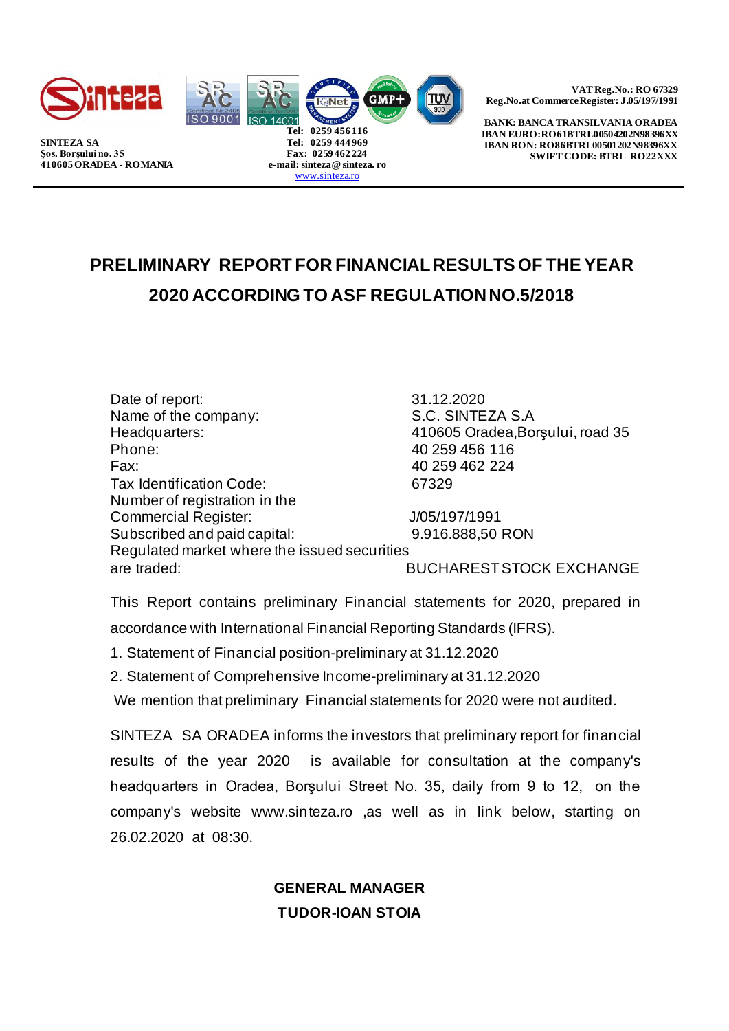SINTEZA SA
Şos. Borşului no. 35
410605 ORADEA - ROMANIA

Tel: 0259 456 116
Tel: 0259 444 969
Fax: 0259 462 224
e-mail: sinteza@sinteza.ro
www.sinteza.ro

VAT Reg.No.: RO 67329
Reg.No.at Commerce Register: J.05/197/1991

BANK: BANCA TRANSILVANIA ORADEA
IBAN EURO: RO61BTRL00504202N98396XX
IBAN RON: RO86BTRL00501202N98396XX
SWIFT CODE: BTRL RO22XXX

# PRELIMINARY REPORT FOR FINANCIAL RESULTS OF THE YEAR 2020 ACCORDING TO ASF REGULATION NO.5/2018

| | |
|---|---|
| Date of report: | 31.12.2020 |
| Name of the company: | S.C. SINTEZA S.A |
| Headquarters: | 410605 Oradea,Borşului, road 35 |
| Phone: | 40 259 456 116 |
| Fax: | 40 259 462 224 |
| Tax Identification Code: | 67329 |
| Number of registration in the Commercial Register: | J/05/197/1991 |
| Subscribed and paid capital: | 9.916.888,50 RON |
| Regulated market where the issued securities are traded: | BUCHAREST STOCK EXCHANGE |

This Report contains preliminary Financial statements for 2020, prepared in accordance with International Financial Reporting Standards (IFRS).

1. Statement of Financial position-preliminary at 31.12.2020
2. Statement of Comprehensive Income-preliminary at 31.12.2020

We mention that preliminary Financial statements for 2020 were not audited.

SINTEZA SA ORADEA informs the investors that preliminary report for financial results of the year 2020 is available for consultation at the company's headquarters in Oradea, Borşului Street No. 35, daily from 9 to 12, on the company's website www.sinteza.ro ,as well as in link below, starting on 26.02.2020 at 08:30.

**GENERAL MANAGER**
**TUDOR-IOAN STOIA**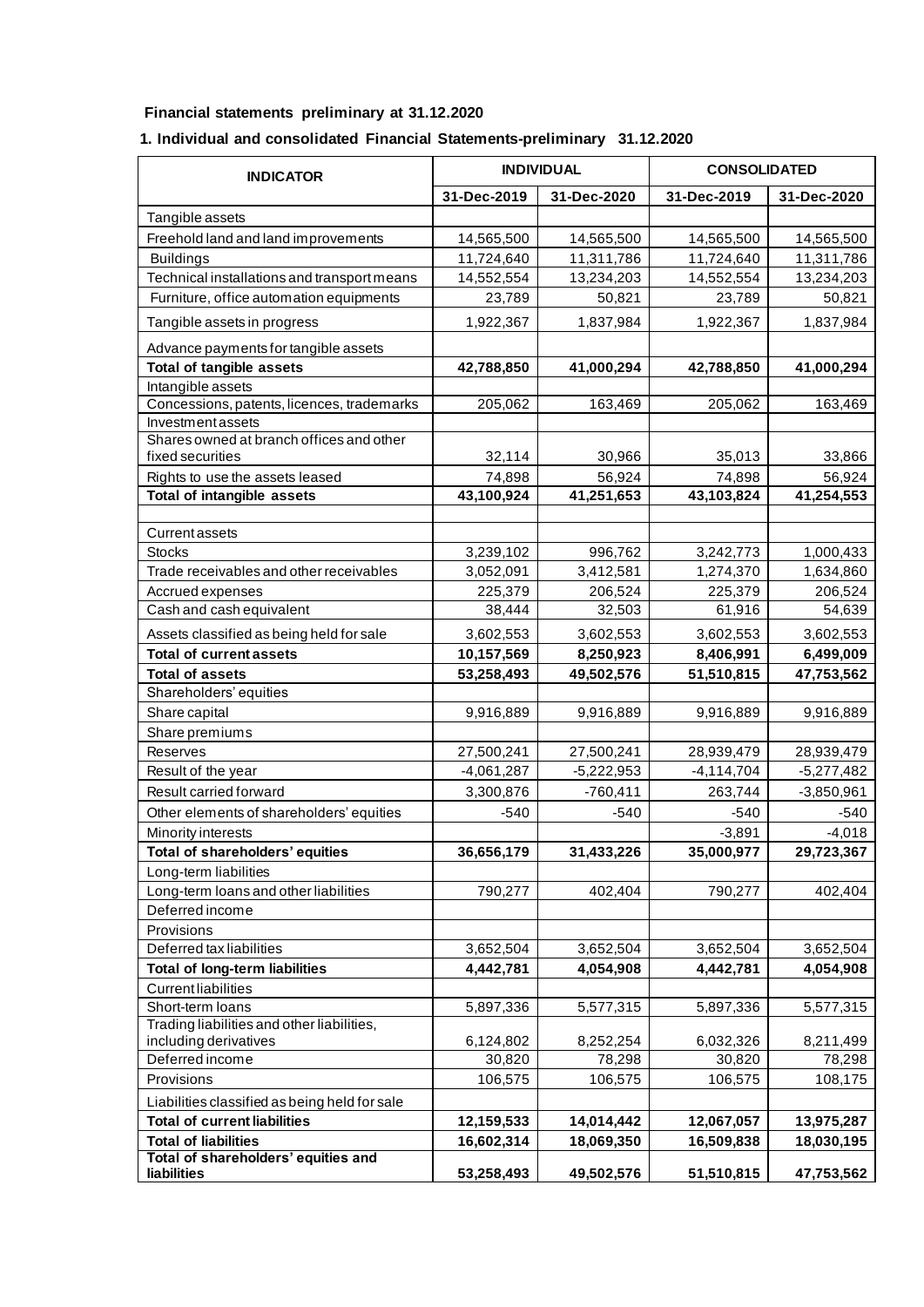**Financial statements preliminary at 31.12.2020**

**1. Individual and consolidated Financial Statements-preliminary 31.12.2020**

| INDICATOR | INDIVIDUAL | | CONSOLIDATED | |
|---|---|---|---|---|
| | 31-Dec-2019 | 31-Dec-2020 | 31-Dec-2019 | 31-Dec-2020 |
| Tangible assets | | | | |
| Freehold land and land improvements | 14,565,500 | 14,565,500 | 14,565,500 | 14,565,500 |
| Buildings | 11,724,640 | 11,311,786 | 11,724,640 | 11,311,786 |
| Technical installations and transport means | 14,552,554 | 13,234,203 | 14,552,554 | 13,234,203 |
| Furniture, office automation equipments | 23,789 | 50,821 | 23,789 | 50,821 |
| Tangible assets in progress | 1,922,367 | 1,837,984 | 1,922,367 | 1,837,984 |
| Advance payments for tangible assets | | | | |
| **Total of tangible assets** | **42,788,850** | **41,000,294** | **42,788,850** | **41,000,294** |
| Intangible assets | | | | |
| Concessions, patents, licences, trademarks | 205,062 | 163,469 | 205,062 | 163,469 |
| Investment assets | | | | |
| Shares owned at branch offices and other fixed securities | 32,114 | 30,966 | 35,013 | 33,866 |
| Rights to use the assets leased | 74,898 | 56,924 | 74,898 | 56,924 |
| **Total of intangible assets** | **43,100,924** | **41,251,653** | **43,103,824** | **41,254,553** |
| | | | | |
| Current assets | | | | |
| Stocks | 3,239,102 | 996,762 | 3,242,773 | 1,000,433 |
| Trade receivables and other receivables | 3,052,091 | 3,412,581 | 1,274,370 | 1,634,860 |
| Accrued expenses | 225,379 | 206,524 | 225,379 | 206,524 |
| Cash and cash equivalent | 38,444 | 32,503 | 61,916 | 54,639 |
| Assets classified as being held for sale | 3,602,553 | 3,602,553 | 3,602,553 | 3,602,553 |
| **Total of current assets** | **10,157,569** | **8,250,923** | **8,406,991** | **6,499,009** |
| **Total of assets** | **53,258,493** | **49,502,576** | **51,510,815** | **47,753,562** |
| Shareholders' equities | | | | |
| Share capital | 9,916,889 | 9,916,889 | 9,916,889 | 9,916,889 |
| Share premiums | | | | |
| Reserves | 27,500,241 | 27,500,241 | 28,939,479 | 28,939,479 |
| Result of the year | -4,061,287 | -5,222,953 | -4,114,704 | -5,277,482 |
| Result carried forward | 3,300,876 | -760,411 | 263,744 | -3,850,961 |
| Other elements of shareholders' equities | -540 | -540 | -540 | -540 |
| Minority interests | | | -3,891 | -4,018 |
| **Total of shareholders' equities** | **36,656,179** | **31,433,226** | **35,000,977** | **29,723,367** |
| Long-term liabilities | | | | |
| Long-term loans and other liabilities | 790,277 | 402,404 | 790,277 | 402,404 |
| Deferred income | | | | |
| Provisions | | | | |
| Deferred tax liabilities | 3,652,504 | 3,652,504 | 3,652,504 | 3,652,504 |
| **Total of long-term liabilities** | **4,442,781** | **4,054,908** | **4,442,781** | **4,054,908** |
| Current liabilities | | | | |
| Short-term loans | 5,897,336 | 5,577,315 | 5,897,336 | 5,577,315 |
| Trading liabilities and other liabilities, including derivatives | 6,124,802 | 8,252,254 | 6,032,326 | 8,211,499 |
| Deferred income | 30,820 | 78,298 | 30,820 | 78,298 |
| Provisions | 106,575 | 106,575 | 106,575 | 108,175 |
| Liabilities classified as being held for sale | | | | |
| **Total of current liabilities** | **12,159,533** | **14,014,442** | **12,067,057** | **13,975,287** |
| **Total of liabilities** | **16,602,314** | **18,069,350** | **16,509,838** | **18,030,195** |
| **Total of shareholders' equities and liabilities** | **53,258,493** | **49,502,576** | **51,510,815** | **47,753,562** |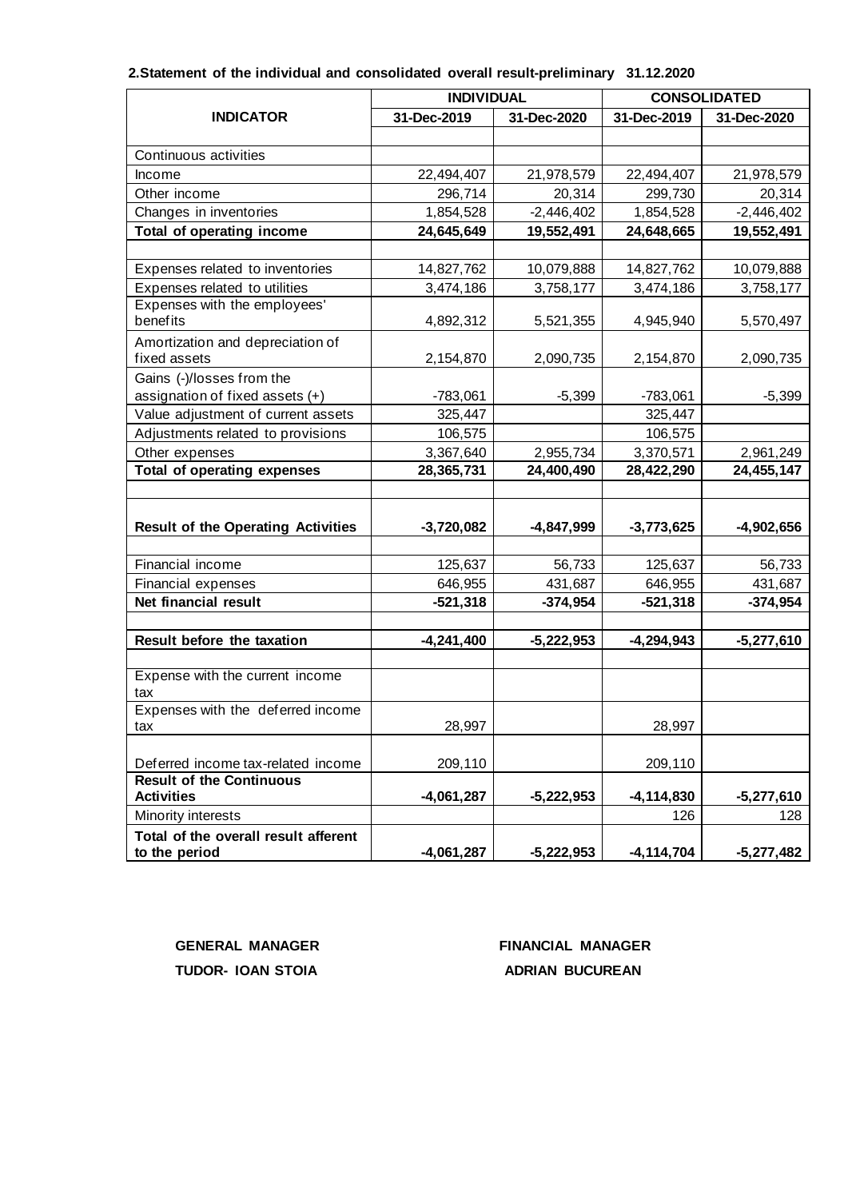**2.Statement of the individual and consolidated overall result-preliminary 31.12.2020**

| INDICATOR | INDIVIDUAL | | CONSOLIDATED | |
|---|---|---|---|---|
| | 31-Dec-2019 | 31-Dec-2020 | 31-Dec-2019 | 31-Dec-2020 |
| Continuous activities | | | | |
| Income | 22,494,407 | 21,978,579 | 22,494,407 | 21,978,579 |
| Other income | 296,714 | 20,314 | 299,730 | 20,314 |
| Changes in inventories | 1,854,528 | -2,446,402 | 1,854,528 | -2,446,402 |
| **Total of operating income** | **24,645,649** | **19,552,491** | **24,648,665** | **19,552,491** |
| | | | | |
| Expenses related to inventories | 14,827,762 | 10,079,888 | 14,827,762 | 10,079,888 |
| Expenses related to utilities | 3,474,186 | 3,758,177 | 3,474,186 | 3,758,177 |
| Expenses with the employees' benefits | 4,892,312 | 5,521,355 | 4,945,940 | 5,570,497 |
| Amortization and depreciation of fixed assets | 2,154,870 | 2,090,735 | 2,154,870 | 2,090,735 |
| Gains (-)/losses from the assignation of fixed assets (+) | -783,061 | -5,399 | -783,061 | -5,399 |
| Value adjustment of current assets | 325,447 | | 325,447 | |
| Adjustments related to provisions | 106,575 | | 106,575 | |
| Other expenses | 3,367,640 | 2,955,734 | 3,370,571 | 2,961,249 |
| **Total of operating expenses** | **28,365,731** | **24,400,490** | **28,422,290** | **24,455,147** |
| | | | | |
| **Result of the Operating Activities** | **-3,720,082** | **-4,847,999** | **-3,773,625** | **-4,902,656** |
| | | | | |
| Financial income | 125,637 | 56,733 | 125,637 | 56,733 |
| Financial expenses | 646,955 | 431,687 | 646,955 | 431,687 |
| **Net financial result** | **-521,318** | **-374,954** | **-521,318** | **-374,954** |
| | | | | |
| **Result before the taxation** | **-4,241,400** | **-5,222,953** | **-4,294,943** | **-5,277,610** |
| | | | | |
| Expense with the current income tax | | | | |
| Expenses with the deferred income tax | 28,997 | | 28,997 | |
| Deferred income tax-related income | 209,110 | | 209,110 | |
| **Result of the Continuous Activities** | **-4,061,287** | **-5,222,953** | **-4,114,830** | **-5,277,610** |
| Minority interests | | | 126 | 128 |
| **Total of the overall result afferent to the period** | **-4,061,287** | **-5,222,953** | **-4,114,704** | **-5,277,482** |

**GENERAL MANAGER**
**TUDOR- IOAN STOIA**

**FINANCIAL MANAGER**
**ADRIAN BUCUREAN**